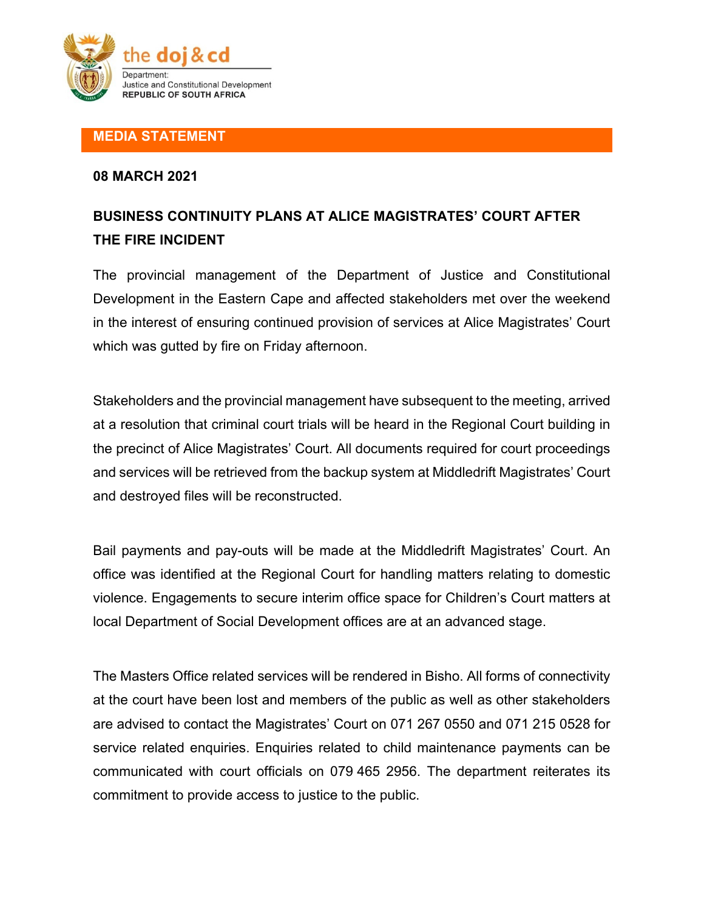the doj & cd

Department:
Justice and Constitutional Development
REPUBLIC OF SOUTH AFRICA

## MEDIA STATEMENT

**08 MARCH 2021**

# BUSINESS CONTINUITY PLANS AT ALICE MAGISTRATES' COURT AFTER THE FIRE INCIDENT

The provincial management of the Department of Justice and Constitutional Development in the Eastern Cape and affected stakeholders met over the weekend in the interest of ensuring continued provision of services at Alice Magistrates' Court which was gutted by fire on Friday afternoon.

Stakeholders and the provincial management have subsequent to the meeting, arrived at a resolution that criminal court trials will be heard in the Regional Court building in the precinct of Alice Magistrates' Court. All documents required for court proceedings and services will be retrieved from the backup system at Middledrift Magistrates' Court and destroyed files will be reconstructed.

Bail payments and pay-outs will be made at the Middledrift Magistrates' Court. An office was identified at the Regional Court for handling matters relating to domestic violence. Engagements to secure interim office space for Children's Court matters at local Department of Social Development offices are at an advanced stage.

The Masters Office related services will be rendered in Bisho. All forms of connectivity at the court have been lost and members of the public as well as other stakeholders are advised to contact the Magistrates' Court on 071 267 0550 and 071 215 0528 for service related enquiries. Enquiries related to child maintenance payments can be communicated with court officials on 079 465 2956. The department reiterates its commitment to provide access to justice to the public.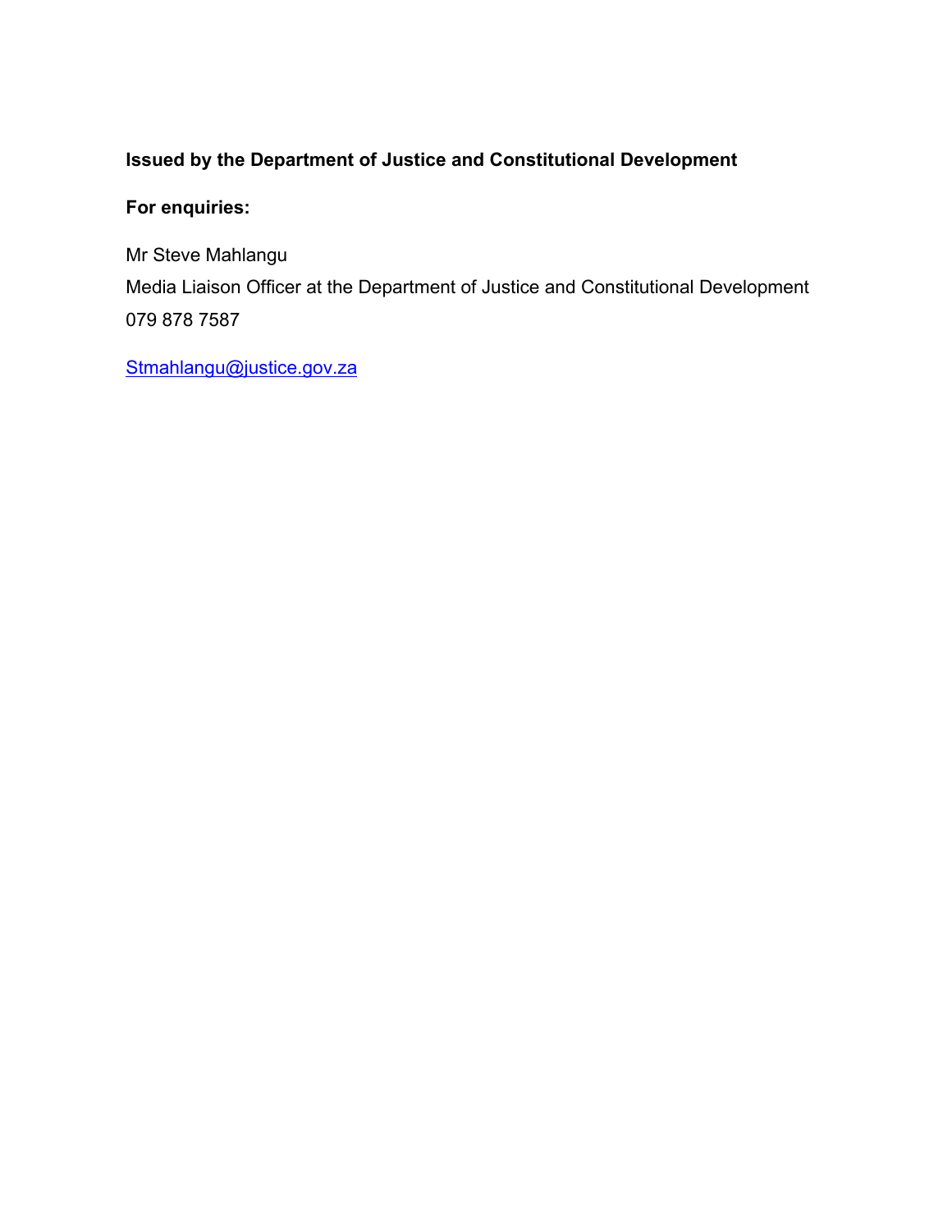**Issued by the Department of Justice and Constitutional Development**

**For enquiries:**

Mr Steve Mahlangu
Media Liaison Officer at the Department of Justice and Constitutional Development
079 878 7587

Stmahlangu@justice.gov.za